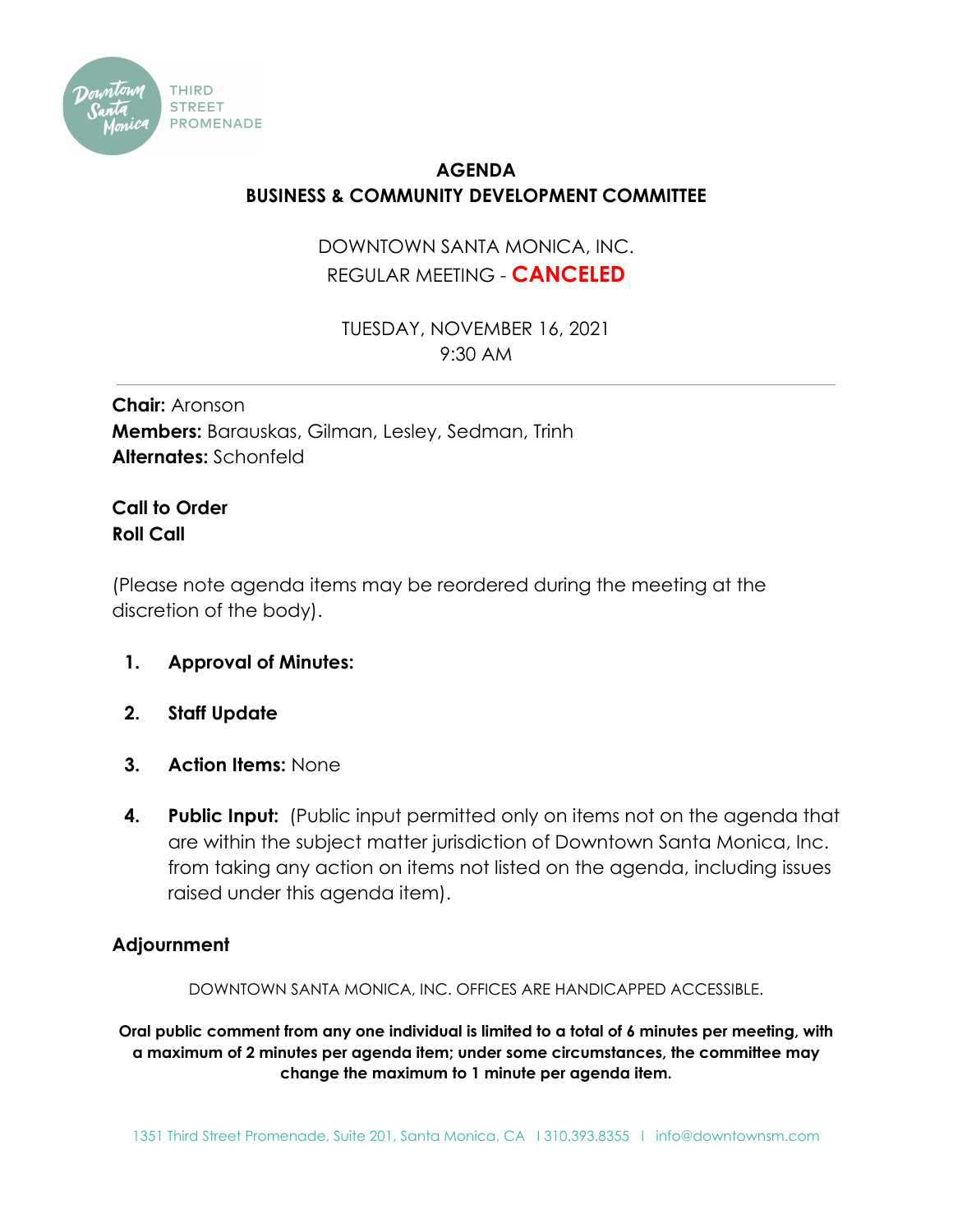# AGENDA
## BUSINESS & COMMUNITY DEVELOPMENT COMMITTEE

DOWNTOWN SANTA MONICA, INC.
REGULAR MEETING - **CANCELED**

TUESDAY, NOVEMBER 16, 2021
9:30 AM

---

**Chair:** Aronson
**Members:** Barauskas, Gilman, Lesley, Sedman, Trinh
**Alternates:** Schonfeld

**Call to Order**
**Roll Call**

(Please note agenda items may be reordered during the meeting at the discretion of the body).

1. **Approval of Minutes:**

2. **Staff Update**

3. **Action Items:** None

4. **Public Input:** (Public input permitted only on items not on the agenda that are within the subject matter jurisdiction of Downtown Santa Monica, Inc. from taking any action on items not listed on the agenda, including issues raised under this agenda item).

**Adjournment**

DOWNTOWN SANTA MONICA, INC. OFFICES ARE HANDICAPPED ACCESSIBLE.

**Oral public comment from any one individual is limited to a total of 6 minutes per meeting, with a maximum of 2 minutes per agenda item; under some circumstances, the committee may change the maximum to 1 minute per agenda item.**

1351 Third Street Promenade, Suite 201, Santa Monica, CA | 310.393.8355 | info@downtownsm.com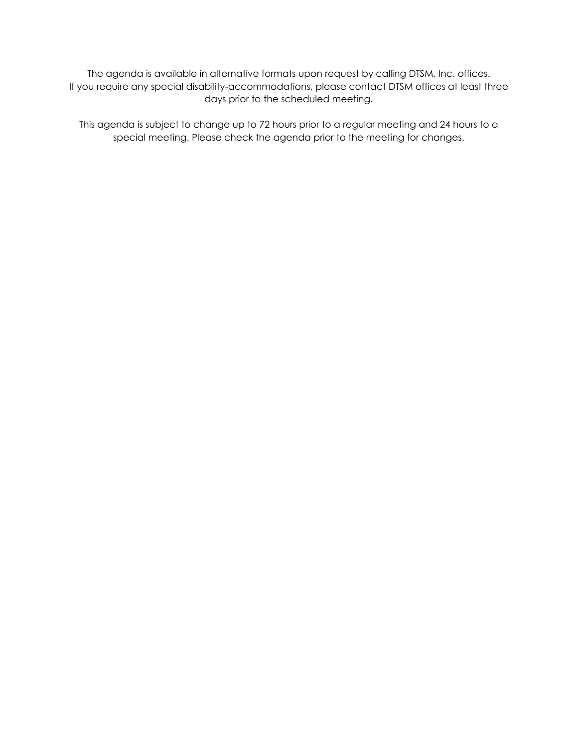The agenda is available in alternative formats upon request by calling DTSM, Inc. offices. If you require any special disability-accommodations, please contact DTSM offices at least three days prior to the scheduled meeting.

This agenda is subject to change up to 72 hours prior to a regular meeting and 24 hours to a special meeting. Please check the agenda prior to the meeting for changes.